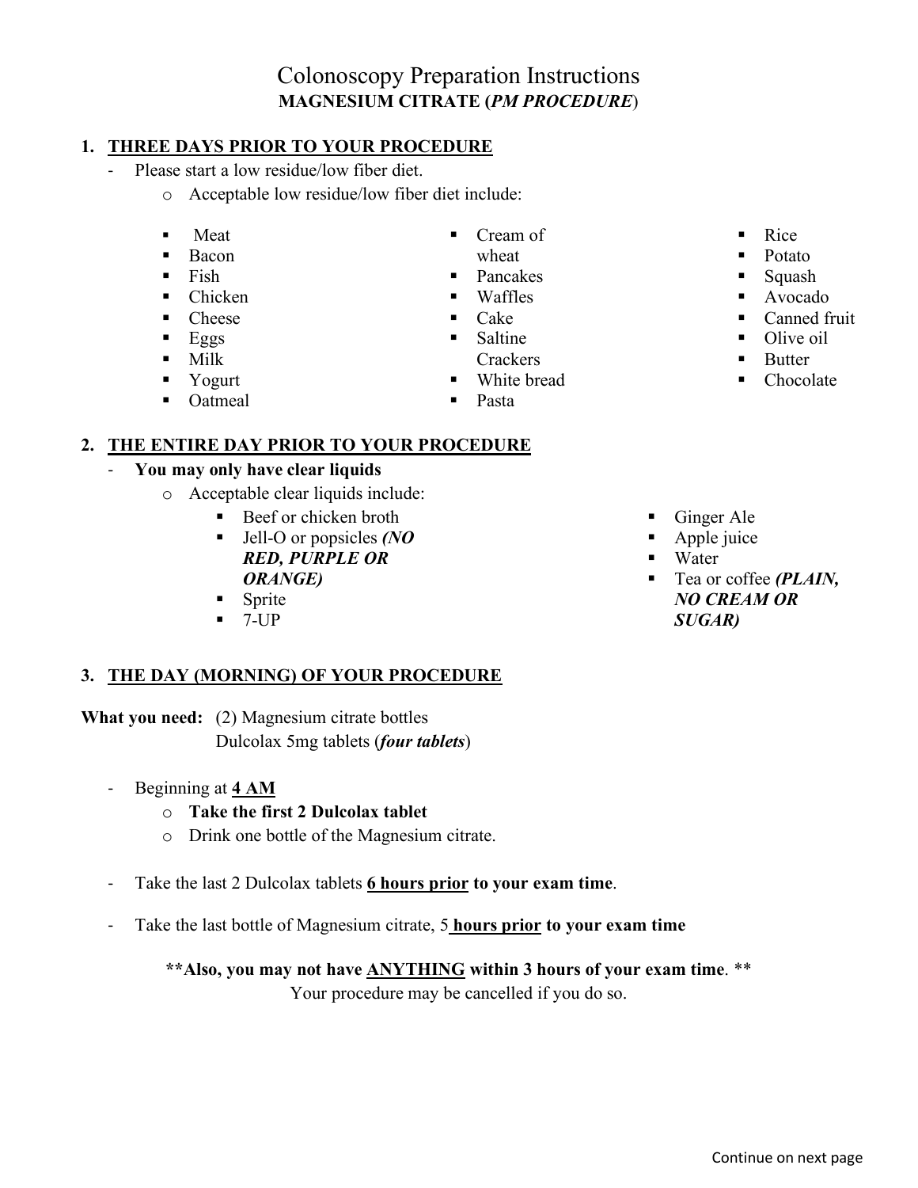# Colonoscopy Preparation Instructions

## MAGNESIUM CITRATE (*PM PROCEDURE*)

### 1. THREE DAYS PRIOR TO YOUR PROCEDURE

- Please start a low residue/low fiber diet.
  - Acceptable low residue/low fiber diet include:
    - Meat
    - Bacon
    - Fish
    - Chicken
    - Cheese
    - Eggs
    - Milk
    - Yogurt
    - Oatmeal
    - Cream of wheat
    - Pancakes
    - Waffles
    - Cake
    - Saltine Crackers
    - White bread
    - Pasta
    - Rice
    - Potato
    - Squash
    - Avocado
    - Canned fruit
    - Olive oil
    - Butter
    - Chocolate

### 2. THE ENTIRE DAY PRIOR TO YOUR PROCEDURE

- **You may only have clear liquids**
  - Acceptable clear liquids include:
    - Beef or chicken broth
    - Jell-O or popsicles ***(NO RED, PURPLE OR ORANGE)***
    - Sprite
    - 7-UP
    - Ginger Ale
    - Apple juice
    - Water
    - Tea or coffee ***(PLAIN, NO CREAM OR SUGAR)***

### 3. THE DAY (MORNING) OF YOUR PROCEDURE

**What you need:** (2) Magnesium citrate bottles
Dulcolax 5mg tablets (***four tablets***)

- Beginning at **4 AM**
  - **Take the first 2 Dulcolax tablet**
  - Drink one bottle of the Magnesium citrate.

- Take the last 2 Dulcolax tablets **6 hours prior to your exam time**.

- Take the last bottle of Magnesium citrate, 5 **hours prior to your exam time**

**\*\*Also, you may not have ANYTHING within 3 hours of your exam time. \*\***
Your procedure may be cancelled if you do so.

Continue on next page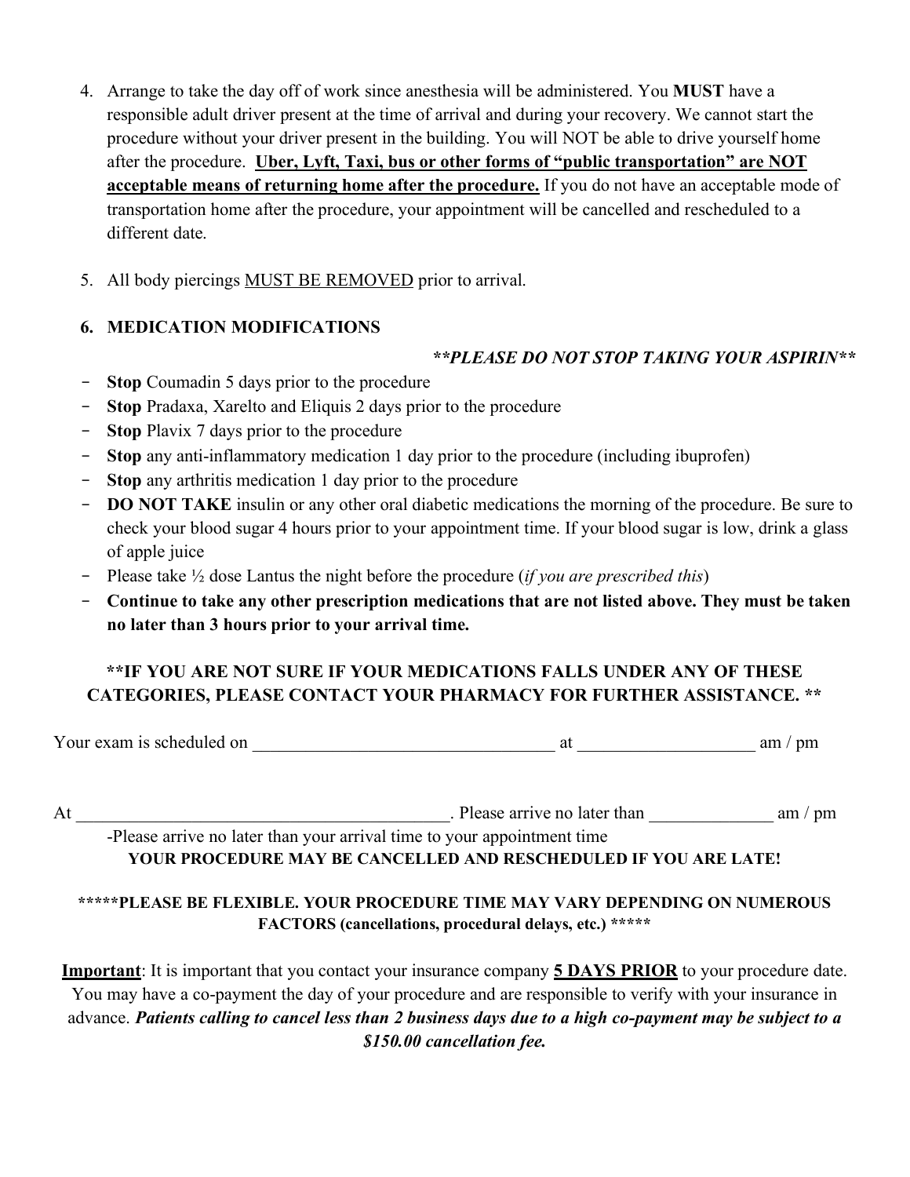4. Arrange to take the day off of work since anesthesia will be administered. You **MUST** have a responsible adult driver present at the time of arrival and during your recovery. We cannot start the procedure without your driver present in the building. You will NOT be able to drive yourself home after the procedure. **<u>Uber, Lyft, Taxi, bus or other forms of "public transportation" are NOT acceptable means of returning home after the procedure.</u>** If you do not have an acceptable mode of transportation home after the procedure, your appointment will be cancelled and rescheduled to a different date.

5. All body piercings <u>MUST BE REMOVED</u> prior to arrival.

6. **MEDICATION MODIFICATIONS**

***\*\*PLEASE DO NOT STOP TAKING YOUR ASPIRIN\*\****

- **Stop** Coumadin 5 days prior to the procedure
- **Stop** Pradaxa, Xarelto and Eliquis 2 days prior to the procedure
- **Stop** Plavix 7 days prior to the procedure
- **Stop** any anti-inflammatory medication 1 day prior to the procedure (including ibuprofen)
- **Stop** any arthritis medication 1 day prior to the procedure
- **DO NOT TAKE** insulin or any other oral diabetic medications the morning of the procedure. Be sure to check your blood sugar 4 hours prior to your appointment time. If your blood sugar is low, drink a glass of apple juice
- Please take ½ dose Lantus the night before the procedure (*if you are prescribed this*)
- **Continue to take any other prescription medications that are not listed above. They must be taken no later than 3 hours prior to your arrival time.**

**\*\*IF YOU ARE NOT SURE IF YOUR MEDICATIONS FALLS UNDER ANY OF THESE CATEGORIES, PLEASE CONTACT YOUR PHARMACY FOR FURTHER ASSISTANCE. \*\***

Your exam is scheduled on ___________________________________ at ____________________ am / pm

At ___________________________________________. Please arrive no later than ______________ am / pm

-Please arrive no later than your arrival time to your appointment time

**YOUR PROCEDURE MAY BE CANCELLED AND RESCHEDULED IF YOU ARE LATE!**

**\*\*\*\*\*PLEASE BE FLEXIBLE. YOUR PROCEDURE TIME MAY VARY DEPENDING ON NUMEROUS FACTORS (cancellations, procedural delays, etc.) \*\*\*\*\***

**<u>Important</u>**: It is important that you contact your insurance company **<u>5 DAYS PRIOR</u>** to your procedure date. You may have a co-payment the day of your procedure and are responsible to verify with your insurance in advance. ***Patients calling to cancel less than 2 business days due to a high co-payment may be subject to a $150.00 cancellation fee.***